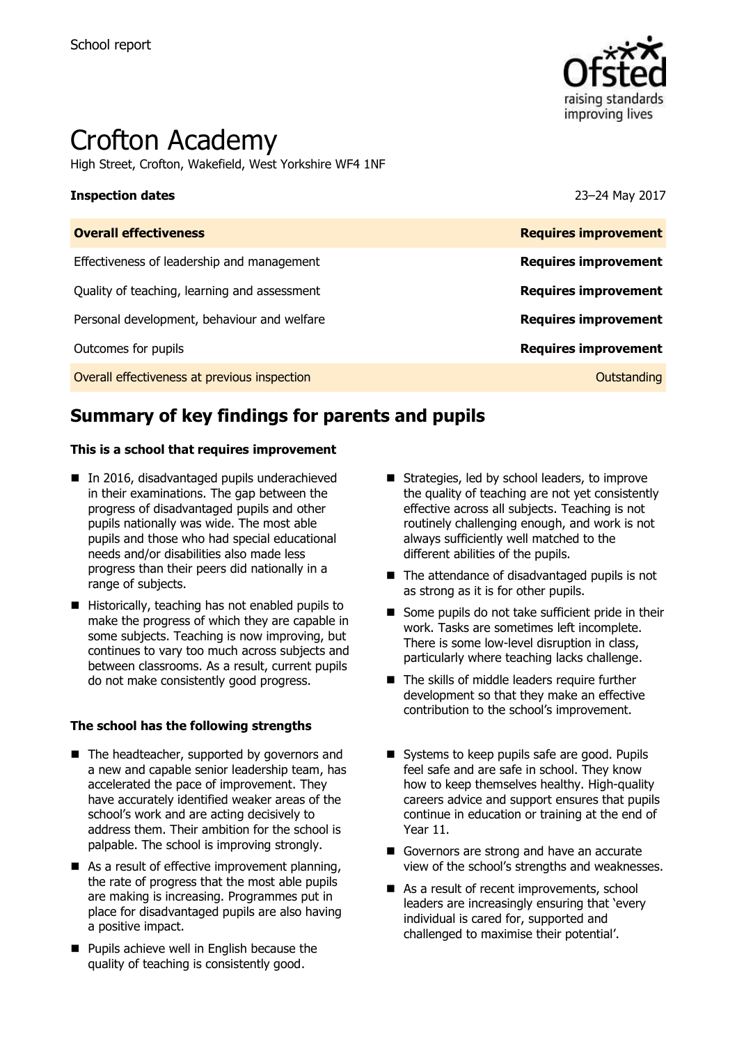School report

# Crofton Academy

High Street, Crofton, Wakefield, West Yorkshire WF4 1NF

| **Inspection dates** | 23–24 May 2017 |
| --- | --- |
| **Overall effectiveness** | **Requires improvement** |
| Effectiveness of leadership and management | **Requires improvement** |
| Quality of teaching, learning and assessment | **Requires improvement** |
| Personal development, behaviour and welfare | **Requires improvement** |
| Outcomes for pupils | **Requires improvement** |
| Overall effectiveness at previous inspection | Outstanding |

## Summary of key findings for parents and pupils

**This is a school that requires improvement**

- In 2016, disadvantaged pupils underachieved in their examinations. The gap between the progress of disadvantaged pupils and other pupils nationally was wide. The most able pupils and those who had special educational needs and/or disabilities also made less progress than their peers did nationally in a range of subjects.
- Historically, teaching has not enabled pupils to make the progress of which they are capable in some subjects. Teaching is now improving, but continues to vary too much across subjects and between classrooms. As a result, current pupils do not make consistently good progress.
- Strategies, led by school leaders, to improve the quality of teaching are not yet consistently effective across all subjects. Teaching is not routinely challenging enough, and work is not always sufficiently well matched to the different abilities of the pupils.
- The attendance of disadvantaged pupils is not as strong as it is for other pupils.
- Some pupils do not take sufficient pride in their work. Tasks are sometimes left incomplete. There is some low-level disruption in class, particularly where teaching lacks challenge.
- The skills of middle leaders require further development so that they make an effective contribution to the school's improvement.

**The school has the following strengths**

- The headteacher, supported by governors and a new and capable senior leadership team, has accelerated the pace of improvement. They have accurately identified weaker areas of the school's work and are acting decisively to address them. Their ambition for the school is palpable. The school is improving strongly.
- As a result of effective improvement planning, the rate of progress that the most able pupils are making is increasing. Programmes put in place for disadvantaged pupils are also having a positive impact.
- Pupils achieve well in English because the quality of teaching is consistently good.
- Systems to keep pupils safe are good. Pupils feel safe and are safe in school. They know how to keep themselves healthy. High-quality careers advice and support ensures that pupils continue in education or training at the end of Year 11.
- Governors are strong and have an accurate view of the school's strengths and weaknesses.
- As a result of recent improvements, school leaders are increasingly ensuring that 'every individual is cared for, supported and challenged to maximise their potential'.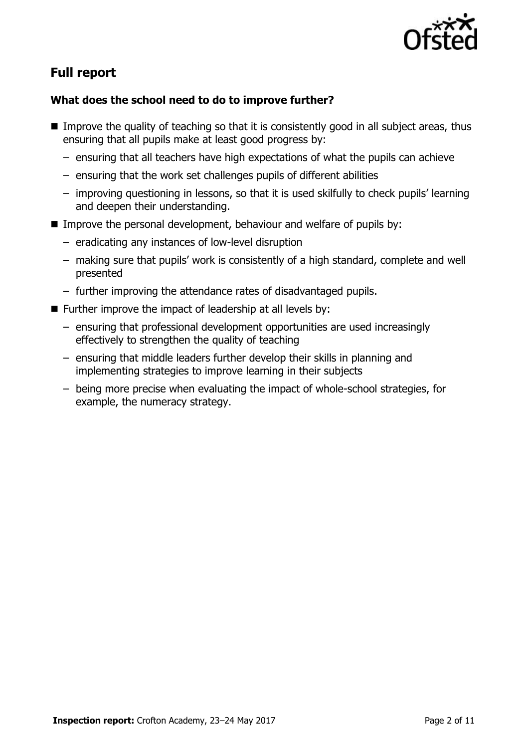## Full report

### What does the school need to do to improve further?

- Improve the quality of teaching so that it is consistently good in all subject areas, thus ensuring that all pupils make at least good progress by:
  - ensuring that all teachers have high expectations of what the pupils can achieve
  - ensuring that the work set challenges pupils of different abilities
  - improving questioning in lessons, so that it is used skilfully to check pupils' learning and deepen their understanding.
- Improve the personal development, behaviour and welfare of pupils by:
  - eradicating any instances of low-level disruption
  - making sure that pupils' work is consistently of a high standard, complete and well presented
  - further improving the attendance rates of disadvantaged pupils.
- Further improve the impact of leadership at all levels by:
  - ensuring that professional development opportunities are used increasingly effectively to strengthen the quality of teaching
  - ensuring that middle leaders further develop their skills in planning and implementing strategies to improve learning in their subjects
  - being more precise when evaluating the impact of whole-school strategies, for example, the numeracy strategy.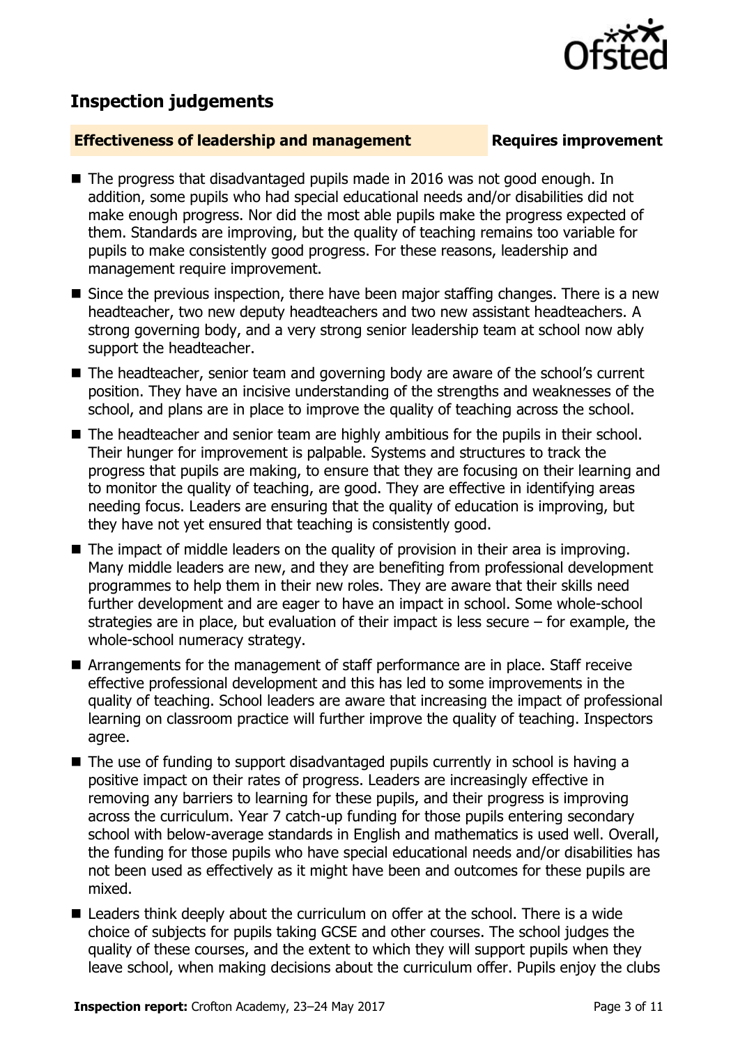## Inspection judgements

### Effectiveness of leadership and management — Requires improvement

- The progress that disadvantaged pupils made in 2016 was not good enough. In addition, some pupils who had special educational needs and/or disabilities did not make enough progress. Nor did the most able pupils make the progress expected of them. Standards are improving, but the quality of teaching remains too variable for pupils to make consistently good progress. For these reasons, leadership and management require improvement.
- Since the previous inspection, there have been major staffing changes. There is a new headteacher, two new deputy headteachers and two new assistant headteachers. A strong governing body, and a very strong senior leadership team at school now ably support the headteacher.
- The headteacher, senior team and governing body are aware of the school's current position. They have an incisive understanding of the strengths and weaknesses of the school, and plans are in place to improve the quality of teaching across the school.
- The headteacher and senior team are highly ambitious for the pupils in their school. Their hunger for improvement is palpable. Systems and structures to track the progress that pupils are making, to ensure that they are focusing on their learning and to monitor the quality of teaching, are good. They are effective in identifying areas needing focus. Leaders are ensuring that the quality of education is improving, but they have not yet ensured that teaching is consistently good.
- The impact of middle leaders on the quality of provision in their area is improving. Many middle leaders are new, and they are benefiting from professional development programmes to help them in their new roles. They are aware that their skills need further development and are eager to have an impact in school. Some whole-school strategies are in place, but evaluation of their impact is less secure – for example, the whole-school numeracy strategy.
- Arrangements for the management of staff performance are in place. Staff receive effective professional development and this has led to some improvements in the quality of teaching. School leaders are aware that increasing the impact of professional learning on classroom practice will further improve the quality of teaching. Inspectors agree.
- The use of funding to support disadvantaged pupils currently in school is having a positive impact on their rates of progress. Leaders are increasingly effective in removing any barriers to learning for these pupils, and their progress is improving across the curriculum. Year 7 catch-up funding for those pupils entering secondary school with below-average standards in English and mathematics is used well. Overall, the funding for those pupils who have special educational needs and/or disabilities has not been used as effectively as it might have been and outcomes for these pupils are mixed.
- Leaders think deeply about the curriculum on offer at the school. There is a wide choice of subjects for pupils taking GCSE and other courses. The school judges the quality of these courses, and the extent to which they will support pupils when they leave school, when making decisions about the curriculum offer. Pupils enjoy the clubs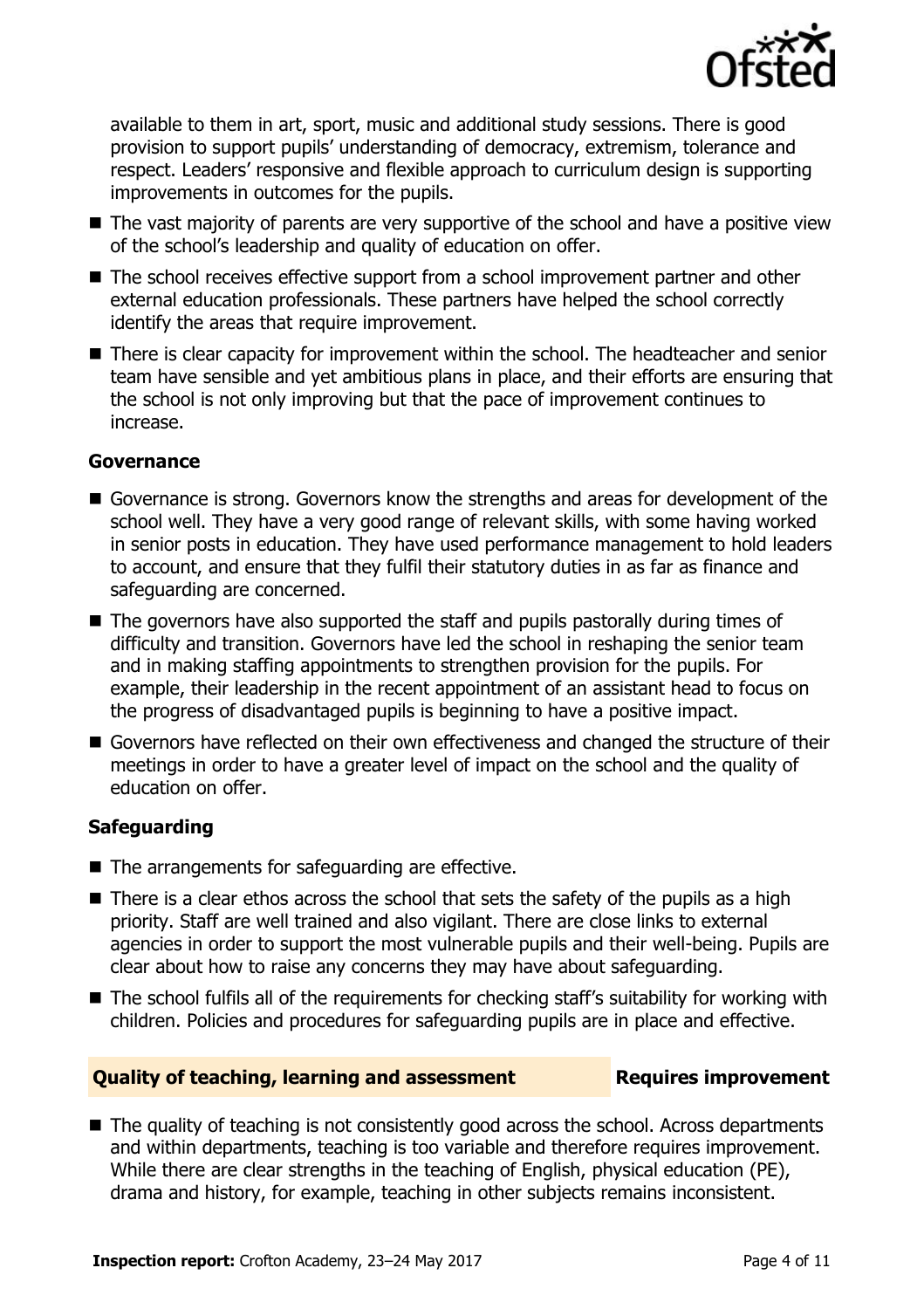available to them in art, sport, music and additional study sessions. There is good provision to support pupils' understanding of democracy, extremism, tolerance and respect. Leaders' responsive and flexible approach to curriculum design is supporting improvements in outcomes for the pupils.

- The vast majority of parents are very supportive of the school and have a positive view of the school's leadership and quality of education on offer.
- The school receives effective support from a school improvement partner and other external education professionals. These partners have helped the school correctly identify the areas that require improvement.
- There is clear capacity for improvement within the school. The headteacher and senior team have sensible and yet ambitious plans in place, and their efforts are ensuring that the school is not only improving but that the pace of improvement continues to increase.

### Governance

- Governance is strong. Governors know the strengths and areas for development of the school well. They have a very good range of relevant skills, with some having worked in senior posts in education. They have used performance management to hold leaders to account, and ensure that they fulfil their statutory duties in as far as finance and safeguarding are concerned.
- The governors have also supported the staff and pupils pastorally during times of difficulty and transition. Governors have led the school in reshaping the senior team and in making staffing appointments to strengthen provision for the pupils. For example, their leadership in the recent appointment of an assistant head to focus on the progress of disadvantaged pupils is beginning to have a positive impact.
- Governors have reflected on their own effectiveness and changed the structure of their meetings in order to have a greater level of impact on the school and the quality of education on offer.

### Safeguarding

- The arrangements for safeguarding are effective.
- There is a clear ethos across the school that sets the safety of the pupils as a high priority. Staff are well trained and also vigilant. There are close links to external agencies in order to support the most vulnerable pupils and their well-being. Pupils are clear about how to raise any concerns they may have about safeguarding.
- The school fulfils all of the requirements for checking staff's suitability for working with children. Policies and procedures for safeguarding pupils are in place and effective.

## Quality of teaching, learning and assessment — Requires improvement

- The quality of teaching is not consistently good across the school. Across departments and within departments, teaching is too variable and therefore requires improvement. While there are clear strengths in the teaching of English, physical education (PE), drama and history, for example, teaching in other subjects remains inconsistent.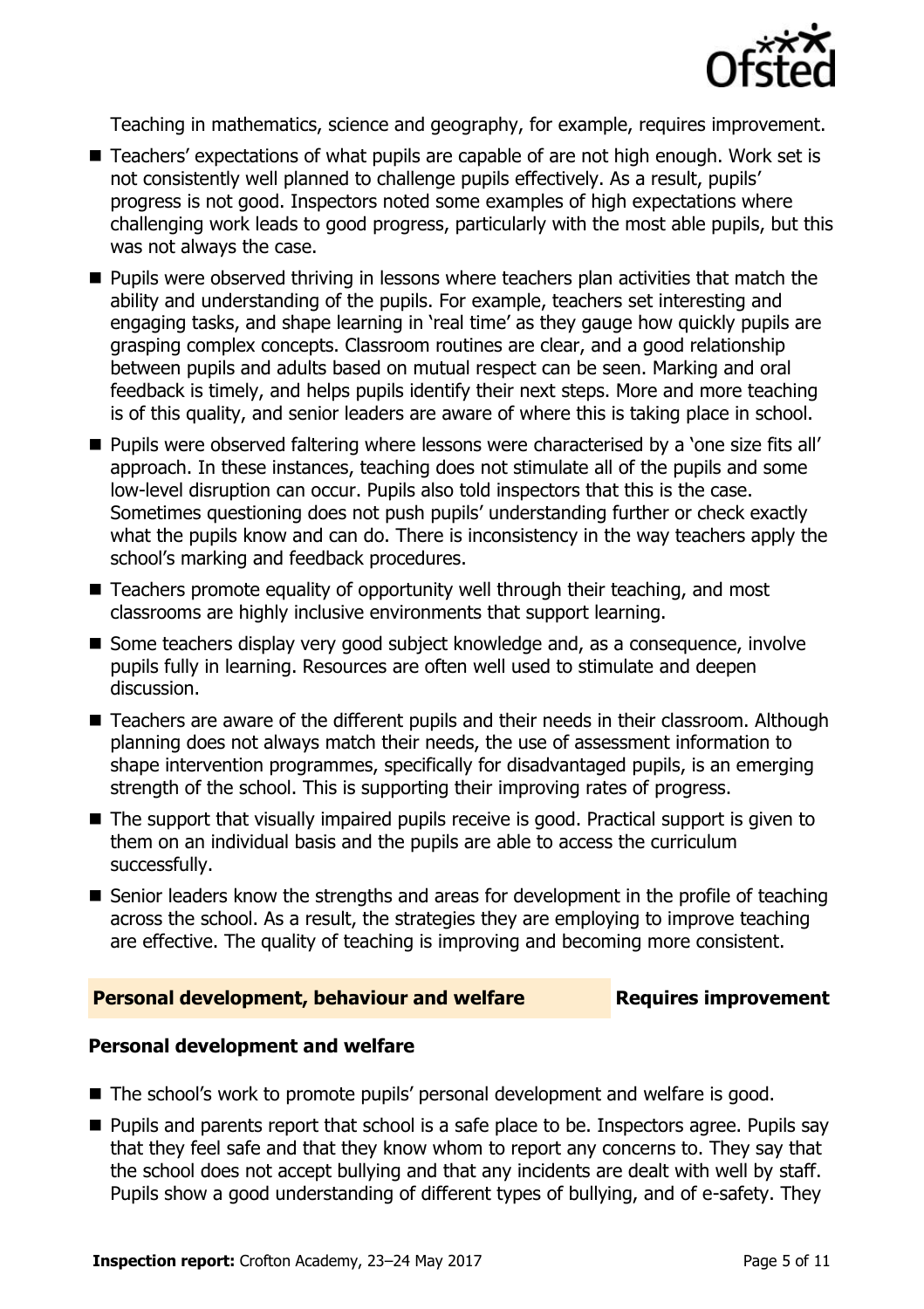Teaching in mathematics, science and geography, for example, requires improvement.

- Teachers' expectations of what pupils are capable of are not high enough. Work set is not consistently well planned to challenge pupils effectively. As a result, pupils' progress is not good. Inspectors noted some examples of high expectations where challenging work leads to good progress, particularly with the most able pupils, but this was not always the case.
- Pupils were observed thriving in lessons where teachers plan activities that match the ability and understanding of the pupils. For example, teachers set interesting and engaging tasks, and shape learning in 'real time' as they gauge how quickly pupils are grasping complex concepts. Classroom routines are clear, and a good relationship between pupils and adults based on mutual respect can be seen. Marking and oral feedback is timely, and helps pupils identify their next steps. More and more teaching is of this quality, and senior leaders are aware of where this is taking place in school.
- Pupils were observed faltering where lessons were characterised by a 'one size fits all' approach. In these instances, teaching does not stimulate all of the pupils and some low-level disruption can occur. Pupils also told inspectors that this is the case. Sometimes questioning does not push pupils' understanding further or check exactly what the pupils know and can do. There is inconsistency in the way teachers apply the school's marking and feedback procedures.
- Teachers promote equality of opportunity well through their teaching, and most classrooms are highly inclusive environments that support learning.
- Some teachers display very good subject knowledge and, as a consequence, involve pupils fully in learning. Resources are often well used to stimulate and deepen discussion.
- Teachers are aware of the different pupils and their needs in their classroom. Although planning does not always match their needs, the use of assessment information to shape intervention programmes, specifically for disadvantaged pupils, is an emerging strength of the school. This is supporting their improving rates of progress.
- The support that visually impaired pupils receive is good. Practical support is given to them on an individual basis and the pupils are able to access the curriculum successfully.
- Senior leaders know the strengths and areas for development in the profile of teaching across the school. As a result, the strategies they are employing to improve teaching are effective. The quality of teaching is improving and becoming more consistent.

## Personal development, behaviour and welfare — Requires improvement

### Personal development and welfare

- The school's work to promote pupils' personal development and welfare is good.
- Pupils and parents report that school is a safe place to be. Inspectors agree. Pupils say that they feel safe and that they know whom to report any concerns to. They say that the school does not accept bullying and that any incidents are dealt with well by staff. Pupils show a good understanding of different types of bullying, and of e-safety. They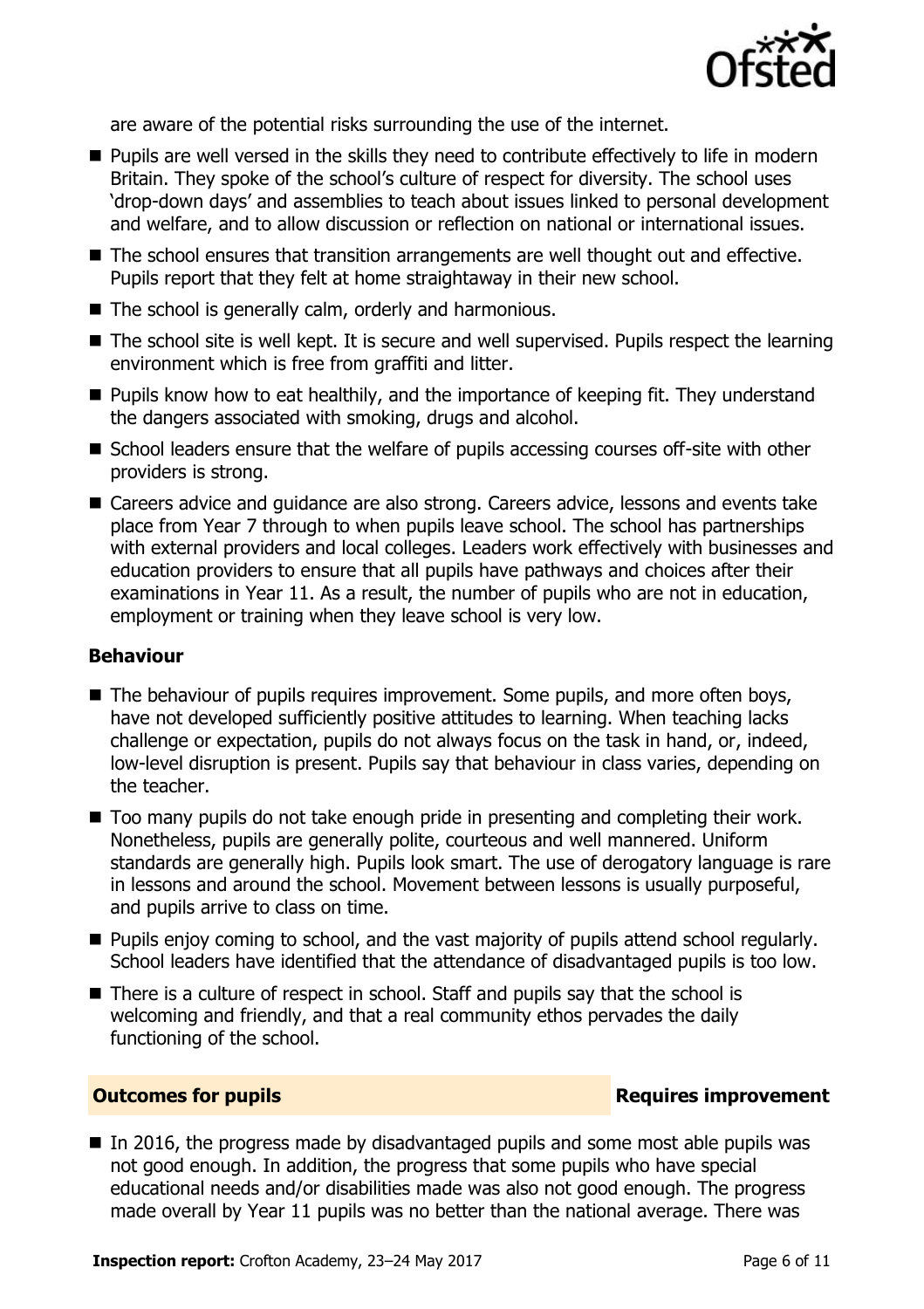are aware of the potential risks surrounding the use of the internet.

- Pupils are well versed in the skills they need to contribute effectively to life in modern Britain. They spoke of the school's culture of respect for diversity. The school uses 'drop-down days' and assemblies to teach about issues linked to personal development and welfare, and to allow discussion or reflection on national or international issues.
- The school ensures that transition arrangements are well thought out and effective. Pupils report that they felt at home straightaway in their new school.
- The school is generally calm, orderly and harmonious.
- The school site is well kept. It is secure and well supervised. Pupils respect the learning environment which is free from graffiti and litter.
- Pupils know how to eat healthily, and the importance of keeping fit. They understand the dangers associated with smoking, drugs and alcohol.
- School leaders ensure that the welfare of pupils accessing courses off-site with other providers is strong.
- Careers advice and guidance are also strong. Careers advice, lessons and events take place from Year 7 through to when pupils leave school. The school has partnerships with external providers and local colleges. Leaders work effectively with businesses and education providers to ensure that all pupils have pathways and choices after their examinations in Year 11. As a result, the number of pupils who are not in education, employment or training when they leave school is very low.

### Behaviour

- The behaviour of pupils requires improvement. Some pupils, and more often boys, have not developed sufficiently positive attitudes to learning. When teaching lacks challenge or expectation, pupils do not always focus on the task in hand, or, indeed, low-level disruption is present. Pupils say that behaviour in class varies, depending on the teacher.
- Too many pupils do not take enough pride in presenting and completing their work. Nonetheless, pupils are generally polite, courteous and well mannered. Uniform standards are generally high. Pupils look smart. The use of derogatory language is rare in lessons and around the school. Movement between lessons is usually purposeful, and pupils arrive to class on time.
- Pupils enjoy coming to school, and the vast majority of pupils attend school regularly. School leaders have identified that the attendance of disadvantaged pupils is too low.
- There is a culture of respect in school. Staff and pupils say that the school is welcoming and friendly, and that a real community ethos pervades the daily functioning of the school.

## Outcomes for pupils — Requires improvement

- In 2016, the progress made by disadvantaged pupils and some most able pupils was not good enough. In addition, the progress that some pupils who have special educational needs and/or disabilities made was also not good enough. The progress made overall by Year 11 pupils was no better than the national average. There was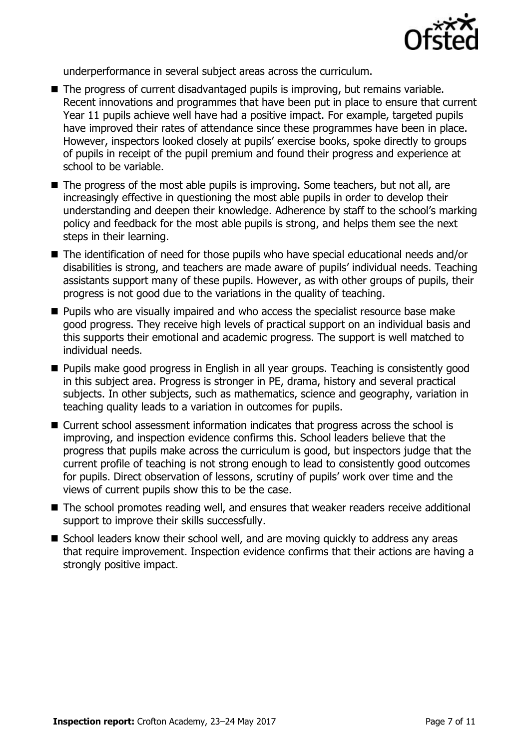underperformance in several subject areas across the curriculum.

- The progress of current disadvantaged pupils is improving, but remains variable. Recent innovations and programmes that have been put in place to ensure that current Year 11 pupils achieve well have had a positive impact. For example, targeted pupils have improved their rates of attendance since these programmes have been in place. However, inspectors looked closely at pupils' exercise books, spoke directly to groups of pupils in receipt of the pupil premium and found their progress and experience at school to be variable.
- The progress of the most able pupils is improving. Some teachers, but not all, are increasingly effective in questioning the most able pupils in order to develop their understanding and deepen their knowledge. Adherence by staff to the school's marking policy and feedback for the most able pupils is strong, and helps them see the next steps in their learning.
- The identification of need for those pupils who have special educational needs and/or disabilities is strong, and teachers are made aware of pupils' individual needs. Teaching assistants support many of these pupils. However, as with other groups of pupils, their progress is not good due to the variations in the quality of teaching.
- Pupils who are visually impaired and who access the specialist resource base make good progress. They receive high levels of practical support on an individual basis and this supports their emotional and academic progress. The support is well matched to individual needs.
- Pupils make good progress in English in all year groups. Teaching is consistently good in this subject area. Progress is stronger in PE, drama, history and several practical subjects. In other subjects, such as mathematics, science and geography, variation in teaching quality leads to a variation in outcomes for pupils.
- Current school assessment information indicates that progress across the school is improving, and inspection evidence confirms this. School leaders believe that the progress that pupils make across the curriculum is good, but inspectors judge that the current profile of teaching is not strong enough to lead to consistently good outcomes for pupils. Direct observation of lessons, scrutiny of pupils' work over time and the views of current pupils show this to be the case.
- The school promotes reading well, and ensures that weaker readers receive additional support to improve their skills successfully.
- School leaders know their school well, and are moving quickly to address any areas that require improvement. Inspection evidence confirms that their actions are having a strongly positive impact.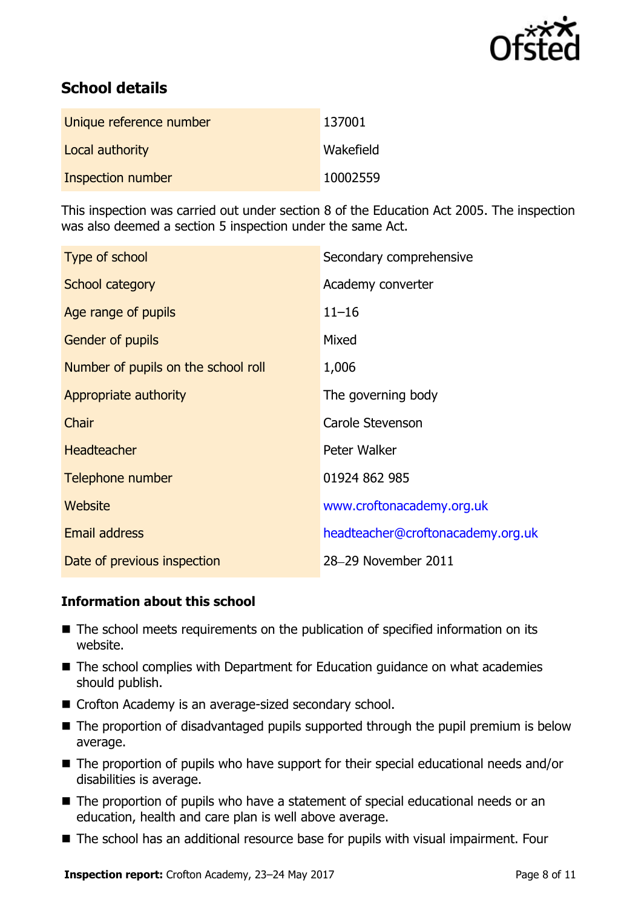## School details

| | |
|---|---|
| Unique reference number | 137001 |
| Local authority | Wakefield |
| Inspection number | 10002559 |

This inspection was carried out under section 8 of the Education Act 2005. The inspection was also deemed a section 5 inspection under the same Act.

| | |
|---|---|
| Type of school | Secondary comprehensive |
| School category | Academy converter |
| Age range of pupils | 11–16 |
| Gender of pupils | Mixed |
| Number of pupils on the school roll | 1,006 |
| Appropriate authority | The governing body |
| Chair | Carole Stevenson |
| Headteacher | Peter Walker |
| Telephone number | 01924 862 985 |
| Website | www.croftonacademy.org.uk |
| Email address | headteacher@croftonacademy.org.uk |
| Date of previous inspection | 28–29 November 2011 |

### Information about this school

- The school meets requirements on the publication of specified information on its website.
- The school complies with Department for Education guidance on what academies should publish.
- Crofton Academy is an average-sized secondary school.
- The proportion of disadvantaged pupils supported through the pupil premium is below average.
- The proportion of pupils who have support for their special educational needs and/or disabilities is average.
- The proportion of pupils who have a statement of special educational needs or an education, health and care plan is well above average.
- The school has an additional resource base for pupils with visual impairment. Four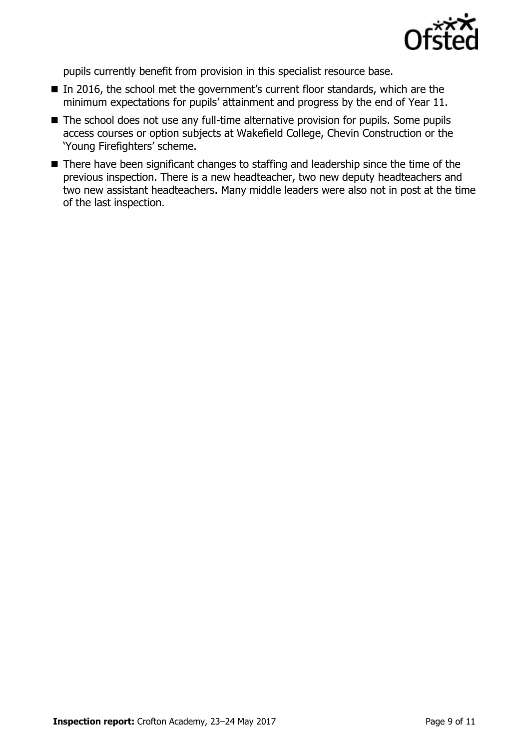pupils currently benefit from provision in this specialist resource base.

- In 2016, the school met the government's current floor standards, which are the minimum expectations for pupils' attainment and progress by the end of Year 11.
- The school does not use any full-time alternative provision for pupils. Some pupils access courses or option subjects at Wakefield College, Chevin Construction or the 'Young Firefighters' scheme.
- There have been significant changes to staffing and leadership since the time of the previous inspection. There is a new headteacher, two new deputy headteachers and two new assistant headteachers. Many middle leaders were also not in post at the time of the last inspection.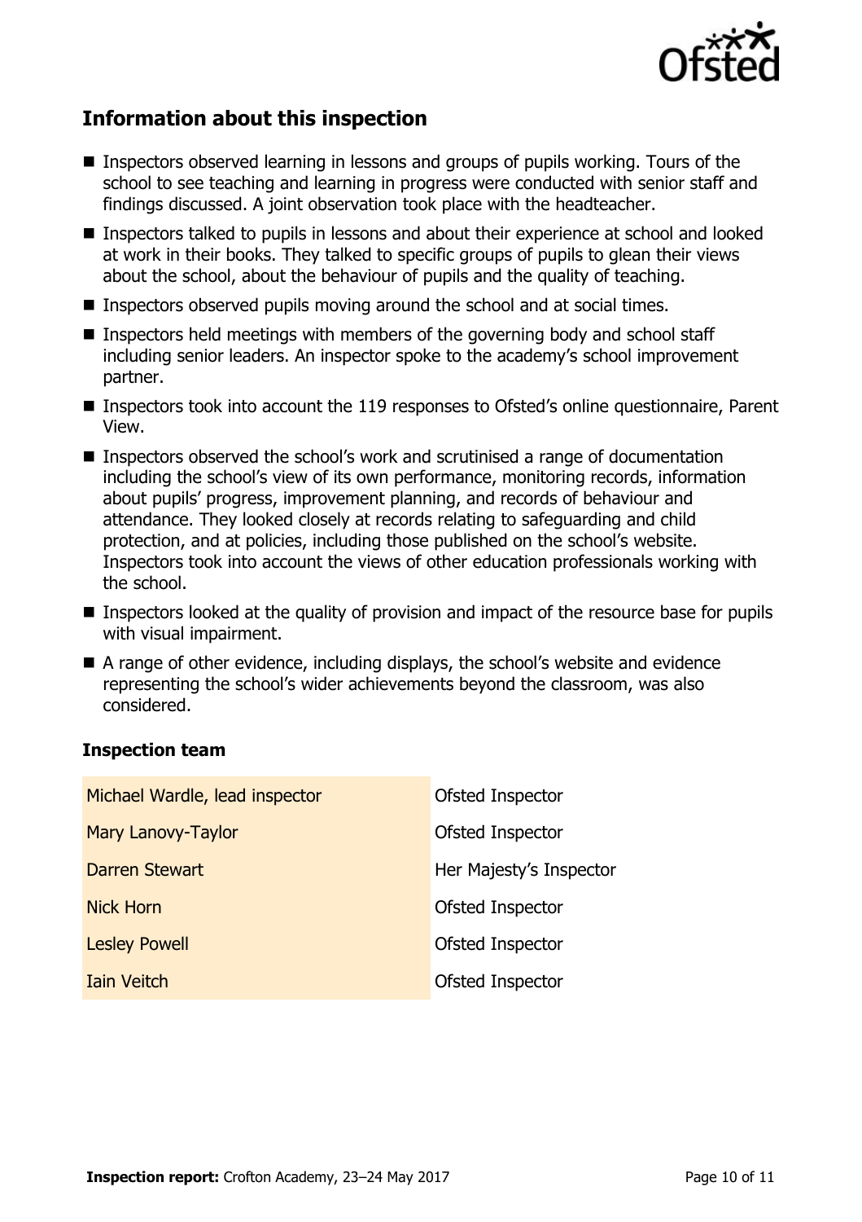## Information about this inspection

- Inspectors observed learning in lessons and groups of pupils working. Tours of the school to see teaching and learning in progress were conducted with senior staff and findings discussed. A joint observation took place with the headteacher.
- Inspectors talked to pupils in lessons and about their experience at school and looked at work in their books. They talked to specific groups of pupils to glean their views about the school, about the behaviour of pupils and the quality of teaching.
- Inspectors observed pupils moving around the school and at social times.
- Inspectors held meetings with members of the governing body and school staff including senior leaders. An inspector spoke to the academy's school improvement partner.
- Inspectors took into account the 119 responses to Ofsted's online questionnaire, Parent View.
- Inspectors observed the school's work and scrutinised a range of documentation including the school's view of its own performance, monitoring records, information about pupils' progress, improvement planning, and records of behaviour and attendance. They looked closely at records relating to safeguarding and child protection, and at policies, including those published on the school's website. Inspectors took into account the views of other education professionals working with the school.
- Inspectors looked at the quality of provision and impact of the resource base for pupils with visual impairment.
- A range of other evidence, including displays, the school's website and evidence representing the school's wider achievements beyond the classroom, was also considered.

### Inspection team

| | |
|---|---|
| Michael Wardle, lead inspector | Ofsted Inspector |
| Mary Lanovy-Taylor | Ofsted Inspector |
| Darren Stewart | Her Majesty's Inspector |
| Nick Horn | Ofsted Inspector |
| Lesley Powell | Ofsted Inspector |
| Iain Veitch | Ofsted Inspector |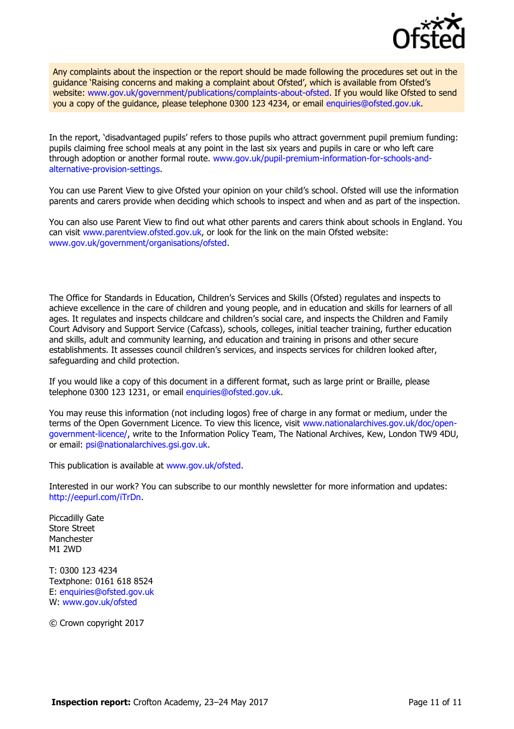Any complaints about the inspection or the report should be made following the procedures set out in the guidance 'Raising concerns and making a complaint about Ofsted', which is available from Ofsted's website: www.gov.uk/government/publications/complaints-about-ofsted. If you would like Ofsted to send you a copy of the guidance, please telephone 0300 123 4234, or email enquiries@ofsted.gov.uk.

In the report, 'disadvantaged pupils' refers to those pupils who attract government pupil premium funding: pupils claiming free school meals at any point in the last six years and pupils in care or who left care through adoption or another formal route. www.gov.uk/pupil-premium-information-for-schools-and-alternative-provision-settings.

You can use Parent View to give Ofsted your opinion on your child's school. Ofsted will use the information parents and carers provide when deciding which schools to inspect and when and as part of the inspection.

You can also use Parent View to find out what other parents and carers think about schools in England. You can visit www.parentview.ofsted.gov.uk, or look for the link on the main Ofsted website: www.gov.uk/government/organisations/ofsted.

The Office for Standards in Education, Children's Services and Skills (Ofsted) regulates and inspects to achieve excellence in the care of children and young people, and in education and skills for learners of all ages. It regulates and inspects childcare and children's social care, and inspects the Children and Family Court Advisory and Support Service (Cafcass), schools, colleges, initial teacher training, further education and skills, adult and community learning, and education and training in prisons and other secure establishments. It assesses council children's services, and inspects services for children looked after, safeguarding and child protection.

If you would like a copy of this document in a different format, such as large print or Braille, please telephone 0300 123 1231, or email enquiries@ofsted.gov.uk.

You may reuse this information (not including logos) free of charge in any format or medium, under the terms of the Open Government Licence. To view this licence, visit www.nationalarchives.gov.uk/doc/open-government-licence/, write to the Information Policy Team, The National Archives, Kew, London TW9 4DU, or email: psi@nationalarchives.gsi.gov.uk.

This publication is available at www.gov.uk/ofsted.

Interested in our work? You can subscribe to our monthly newsletter for more information and updates: http://eepurl.com/iTrDn.

Piccadilly Gate
Store Street
Manchester
M1 2WD

T: 0300 123 4234
Textphone: 0161 618 8524
E: enquiries@ofsted.gov.uk
W: www.gov.uk/ofsted

© Crown copyright 2017